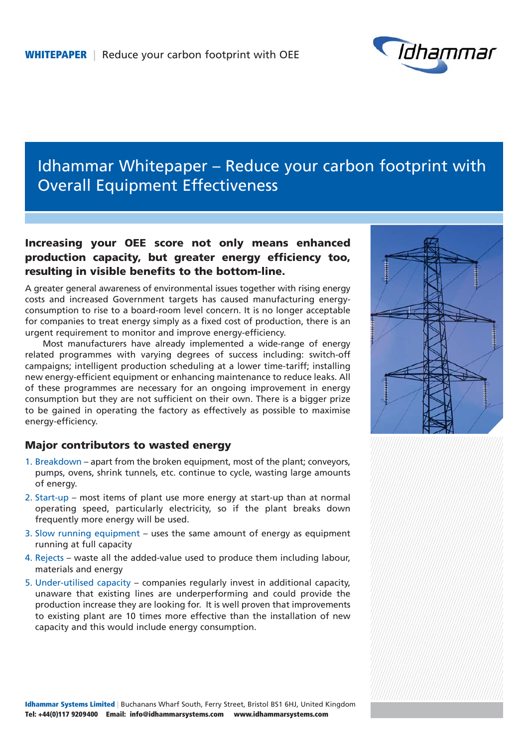# Idhammar Whitepaper – Reduce your carbon footprint with Overall Equipment Effectiveness

**Increasing your OEE score not only means enhanced production capacity, but greater energy efficiency too, resulting in visible benefits to the bottom-line.**

A greater general awareness of environmental issues together with rising energy costs and increased Government targets has caused manufacturing energy-consumption to rise to a board-room level concern. It is no longer acceptable for companies to treat energy simply as a fixed cost of production, there is an urgent requirement to monitor and improve energy-efficiency.

Most manufacturers have already implemented a wide-range of energy related programmes with varying degrees of success including: switch-off campaigns; intelligent production scheduling at a lower time-tariff; installing new energy-efficient equipment or enhancing maintenance to reduce leaks. All of these programmes are necessary for an ongoing improvement in energy consumption but they are not sufficient on their own. There is a bigger prize to be gained in operating the factory as effectively as possible to maximise energy-efficiency.

## Major contributors to wasted energy

1. Breakdown – apart from the broken equipment, most of the plant; conveyors, pumps, ovens, shrink tunnels, etc. continue to cycle, wasting large amounts of energy.
2. Start-up – most items of plant use more energy at start-up than at normal operating speed, particularly electricity, so if the plant breaks down frequently more energy will be used.
3. Slow running equipment – uses the same amount of energy as equipment running at full capacity
4. Rejects – waste all the added-value used to produce them including labour, materials and energy
5. Under-utilised capacity – companies regularly invest in additional capacity, unaware that existing lines are underperforming and could provide the production increase they are looking for. It is well proven that improvements to existing plant are 10 times more effective than the installation of new capacity and this would include energy consumption.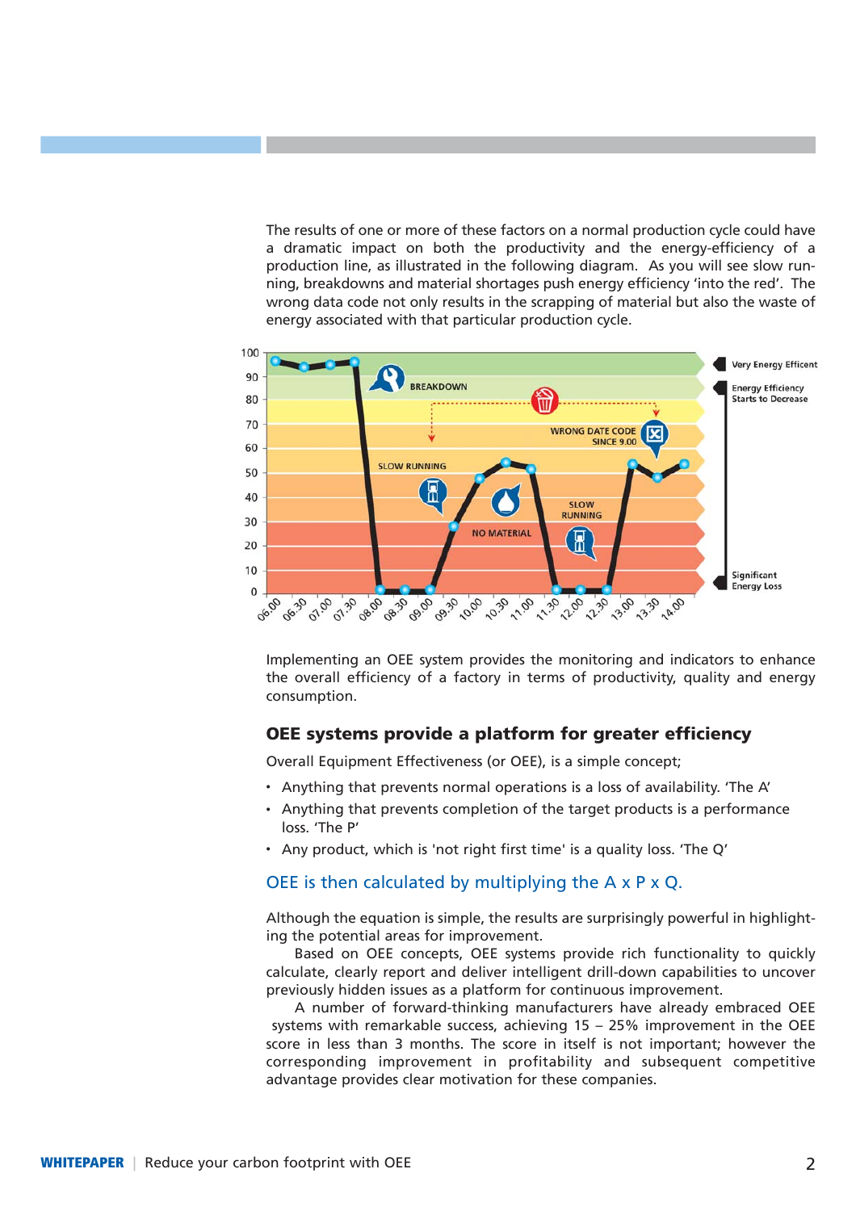The results of one or more of these factors on a normal production cycle could have a dramatic impact on both the productivity and the energy-efficiency of a production line, as illustrated in the following diagram. As you will see slow running, breakdowns and material shortages push energy efficiency 'into the red'. The wrong data code not only results in the scrapping of material but also the waste of energy associated with that particular production cycle.

Implementing an OEE system provides the monitoring and indicators to enhance the overall efficiency of a factory in terms of productivity, quality and energy consumption.

## OEE systems provide a platform for greater efficiency

Overall Equipment Effectiveness (or OEE), is a simple concept;

- Anything that prevents normal operations is a loss of availability. 'The A'
- Anything that prevents completion of the target products is a performance loss. 'The P'
- Any product, which is 'not right first time' is a quality loss. 'The Q'

### OEE is then calculated by multiplying the A x P x Q.

Although the equation is simple, the results are surprisingly powerful in highlighting the potential areas for improvement.

Based on OEE concepts, OEE systems provide rich functionality to quickly calculate, clearly report and deliver intelligent drill-down capabilities to uncover previously hidden issues as a platform for continuous improvement.

A number of forward-thinking manufacturers have already embraced OEE systems with remarkable success, achieving 15 – 25% improvement in the OEE score in less than 3 months. The score in itself is not important; however the corresponding improvement in profitability and subsequent competitive advantage provides clear motivation for these companies.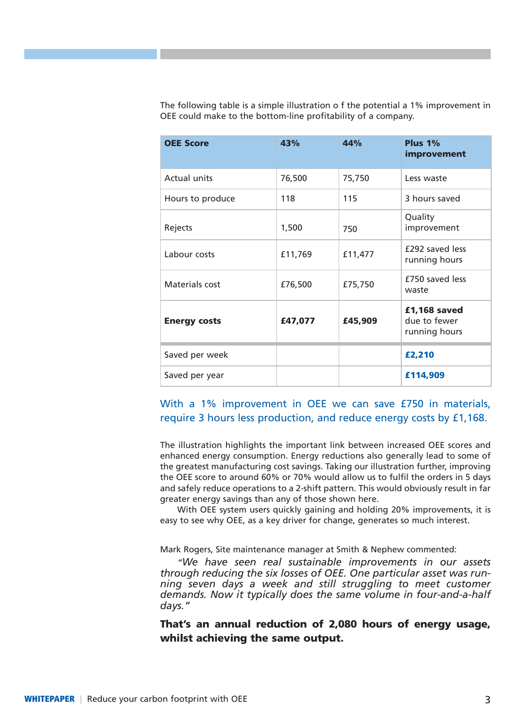The following table is a simple illustration o f the potential a 1% improvement in OEE could make to the bottom-line profitability of a company.

| **OEE Score** | **43%** | **44%** | **Plus 1% improvement** |
|---|---|---|---|
| Actual units | 76,500 | 75,750 | Less waste |
| Hours to produce | 118 | 115 | 3 hours saved |
| Rejects | 1,500 | 750 | Quality improvement |
| Labour costs | £11,769 | £11,477 | £292 saved less running hours |
| Materials cost | £76,500 | £75,750 | £750 saved less waste |
| **Energy costs** | **£47,077** | **£45,909** | **£1,168 saved** due to fewer running hours |
| Saved per week | | | **£2,210** |
| Saved per year | | | **£114,909** |

With a 1% improvement in OEE we can save £750 in materials, require 3 hours less production, and reduce energy costs by £1,168.

The illustration highlights the important link between increased OEE scores and enhanced energy consumption. Energy reductions also generally lead to some of the greatest manufacturing cost savings. Taking our illustration further, improving the OEE score to around 60% or 70% would allow us to fulfil the orders in 5 days and safely reduce operations to a 2-shift pattern. This would obviously result in far greater energy savings than any of those shown here.

With OEE system users quickly gaining and holding 20% improvements, it is easy to see why OEE, as a key driver for change, generates so much interest.

Mark Rogers, Site maintenance manager at Smith & Nephew commented:

*"We have seen real sustainable improvements in our assets through reducing the six losses of OEE. One particular asset was running seven days a week and still struggling to meet customer demands. Now it typically does the same volume in four-and-a-half days."*

**That's an annual reduction of 2,080 hours of energy usage, whilst achieving the same output.**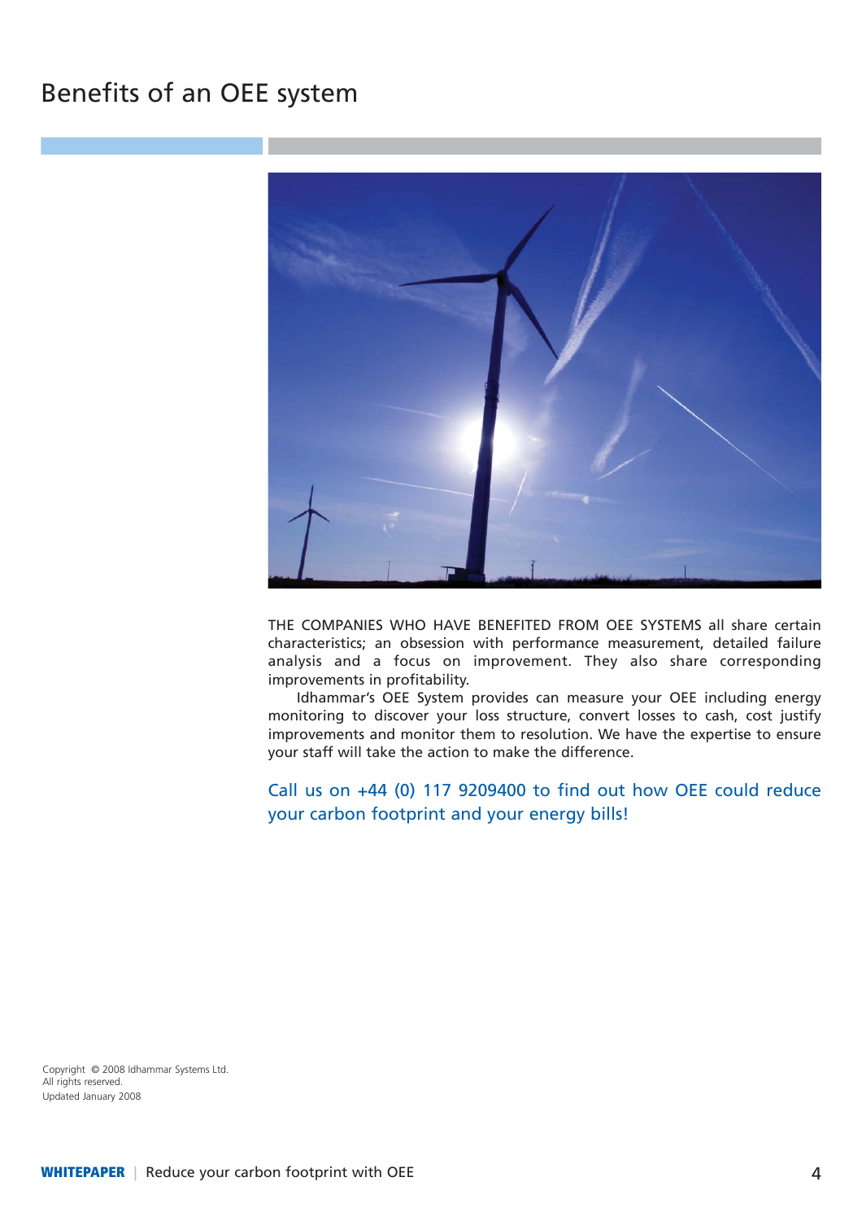# Benefits of an OEE system

THE COMPANIES WHO HAVE BENEFITED FROM OEE SYSTEMS all share certain characteristics; an obsession with performance measurement, detailed failure analysis and a focus on improvement. They also share corresponding improvements in profitability.

Idhammar's OEE System provides can measure your OEE including energy monitoring to discover your loss structure, convert losses to cash, cost justify improvements and monitor them to resolution. We have the expertise to ensure your staff will take the action to make the difference.

Call us on +44 (0) 117 9209400 to find out how OEE could reduce your carbon footprint and your energy bills!

Copyright © 2008 Idhammar Systems Ltd.
All rights reserved.
Updated January 2008